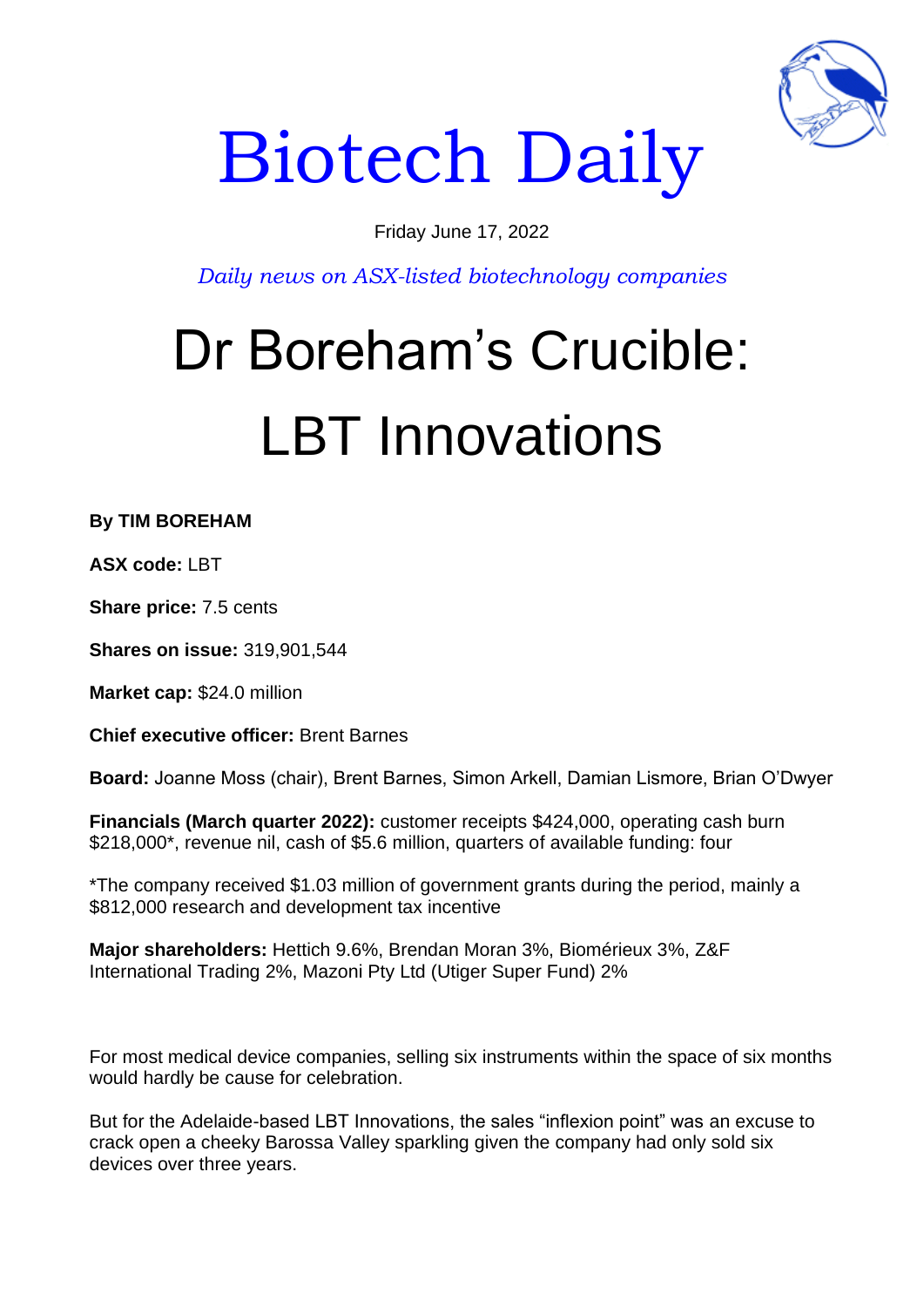# Biotech Daily

Friday June 17, 2022

*Daily news on ASX-listed biotechnology companies*

# Dr Boreham's Crucible: LBT Innovations

**By TIM BOREHAM**

**ASX code:** LBT

**Share price:** 7.5 cents

**Shares on issue:** 319,901,544

**Market cap:** $24.0 million

**Chief executive officer:** Brent Barnes

**Board:** Joanne Moss (chair), Brent Barnes, Simon Arkell, Damian Lismore, Brian O'Dwyer

**Financials (March quarter 2022):** customer receipts $424,000, operating cash burn $218,000*, revenue nil, cash of $5.6 million, quarters of available funding: four

*The company received $1.03 million of government grants during the period, mainly a $812,000 research and development tax incentive

**Major shareholders:** Hettich 9.6%, Brendan Moran 3%, Biomérieux 3%, Z&F International Trading 2%, Mazoni Pty Ltd (Utiger Super Fund) 2%

For most medical device companies, selling six instruments within the space of six months would hardly be cause for celebration.

But for the Adelaide-based LBT Innovations, the sales "inflexion point" was an excuse to crack open a cheeky Barossa Valley sparkling given the company had only sold six devices over three years.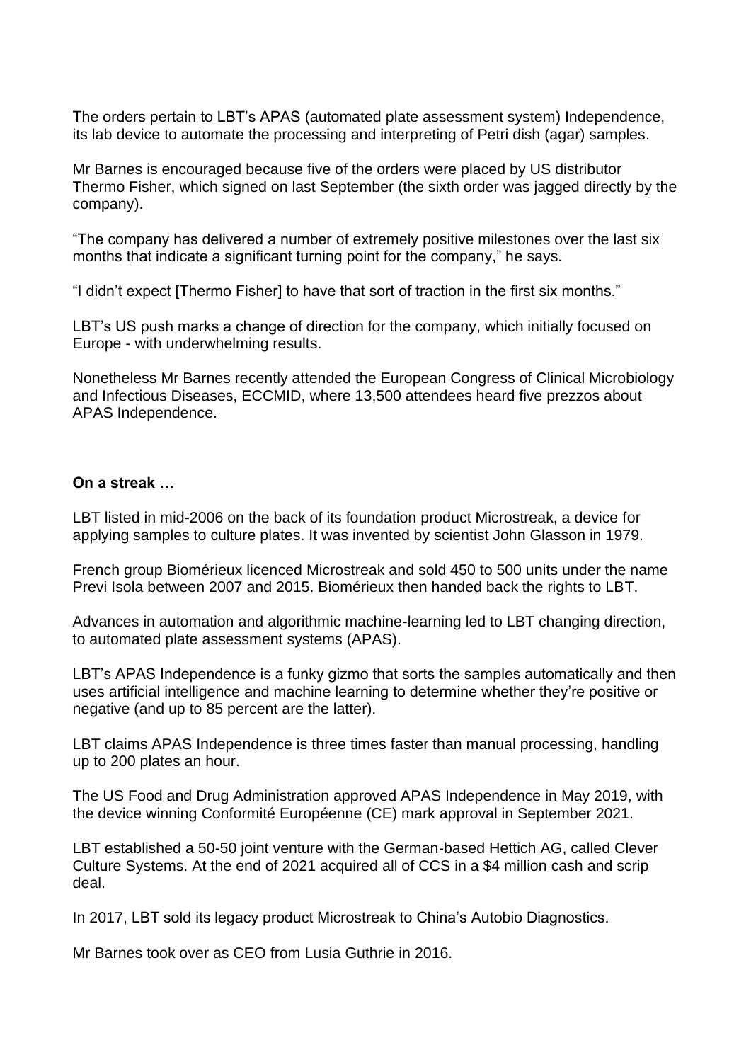The orders pertain to LBT's APAS (automated plate assessment system) Independence, its lab device to automate the processing and interpreting of Petri dish (agar) samples.

Mr Barnes is encouraged because five of the orders were placed by US distributor Thermo Fisher, which signed on last September (the sixth order was jagged directly by the company).

"The company has delivered a number of extremely positive milestones over the last six months that indicate a significant turning point for the company," he says.

"I didn't expect [Thermo Fisher] to have that sort of traction in the first six months."

LBT's US push marks a change of direction for the company, which initially focused on Europe - with underwhelming results.

Nonetheless Mr Barnes recently attended the European Congress of Clinical Microbiology and Infectious Diseases, ECCMID, where 13,500 attendees heard five prezzos about APAS Independence.

**On a streak …**

LBT listed in mid-2006 on the back of its foundation product Microstreak, a device for applying samples to culture plates. It was invented by scientist John Glasson in 1979.

French group Biomérieux licenced Microstreak and sold 450 to 500 units under the name Previ Isola between 2007 and 2015. Biomérieux then handed back the rights to LBT.

Advances in automation and algorithmic machine-learning led to LBT changing direction, to automated plate assessment systems (APAS).

LBT's APAS Independence is a funky gizmo that sorts the samples automatically and then uses artificial intelligence and machine learning to determine whether they're positive or negative (and up to 85 percent are the latter).

LBT claims APAS Independence is three times faster than manual processing, handling up to 200 plates an hour.

The US Food and Drug Administration approved APAS Independence in May 2019, with the device winning Conformité Européenne (CE) mark approval in September 2021.

LBT established a 50-50 joint venture with the German-based Hettich AG, called Clever Culture Systems. At the end of 2021 acquired all of CCS in a $4 million cash and scrip deal.

In 2017, LBT sold its legacy product Microstreak to China's Autobio Diagnostics.

Mr Barnes took over as CEO from Lusia Guthrie in 2016.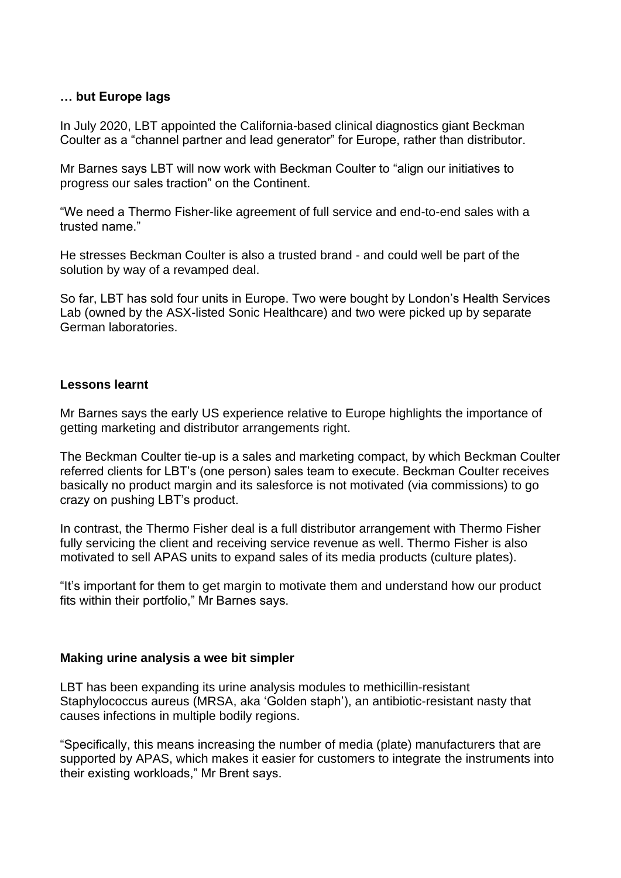### … but Europe lags

In July 2020, LBT appointed the California-based clinical diagnostics giant Beckman Coulter as a "channel partner and lead generator" for Europe, rather than distributor.

Mr Barnes says LBT will now work with Beckman Coulter to "align our initiatives to progress our sales traction" on the Continent.

"We need a Thermo Fisher-like agreement of full service and end-to-end sales with a trusted name."

He stresses Beckman Coulter is also a trusted brand - and could well be part of the solution by way of a revamped deal.

So far, LBT has sold four units in Europe. Two were bought by London's Health Services Lab (owned by the ASX-listed Sonic Healthcare) and two were picked up by separate German laboratories.

### Lessons learnt

Mr Barnes says the early US experience relative to Europe highlights the importance of getting marketing and distributor arrangements right.

The Beckman Coulter tie-up is a sales and marketing compact, by which Beckman Coulter referred clients for LBT's (one person) sales team to execute. Beckman Coulter receives basically no product margin and its salesforce is not motivated (via commissions) to go crazy on pushing LBT's product.

In contrast, the Thermo Fisher deal is a full distributor arrangement with Thermo Fisher fully servicing the client and receiving service revenue as well. Thermo Fisher is also motivated to sell APAS units to expand sales of its media products (culture plates).

"It's important for them to get margin to motivate them and understand how our product fits within their portfolio," Mr Barnes says.

### Making urine analysis a wee bit simpler

LBT has been expanding its urine analysis modules to methicillin-resistant Staphylococcus aureus (MRSA, aka 'Golden staph'), an antibiotic-resistant nasty that causes infections in multiple bodily regions.

"Specifically, this means increasing the number of media (plate) manufacturers that are supported by APAS, which makes it easier for customers to integrate the instruments into their existing workloads," Mr Brent says.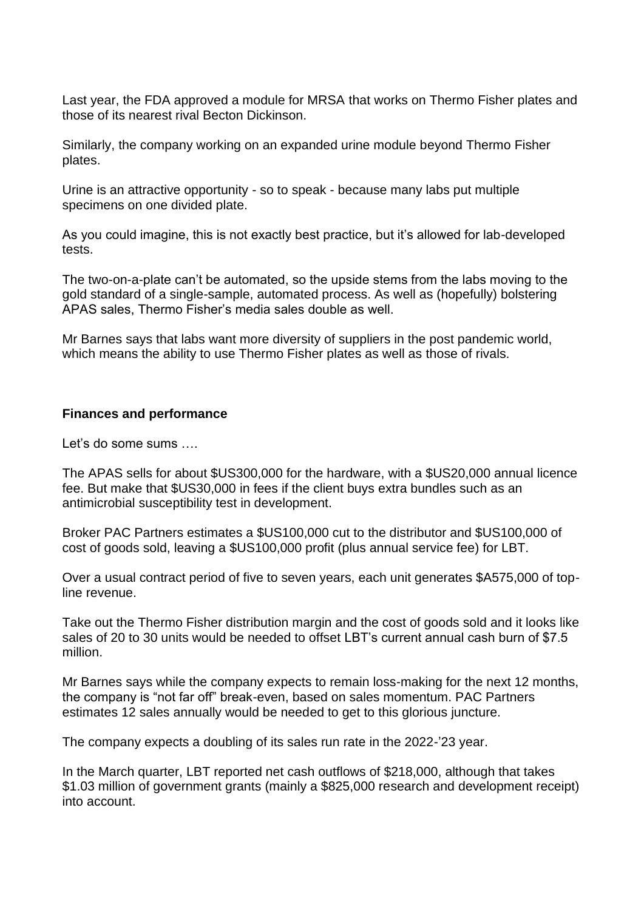Last year, the FDA approved a module for MRSA that works on Thermo Fisher plates and those of its nearest rival Becton Dickinson.

Similarly, the company working on an expanded urine module beyond Thermo Fisher plates.

Urine is an attractive opportunity - so to speak - because many labs put multiple specimens on one divided plate.

As you could imagine, this is not exactly best practice, but it's allowed for lab-developed tests.

The two-on-a-plate can't be automated, so the upside stems from the labs moving to the gold standard of a single-sample, automated process. As well as (hopefully) bolstering APAS sales, Thermo Fisher's media sales double as well.

Mr Barnes says that labs want more diversity of suppliers in the post pandemic world, which means the ability to use Thermo Fisher plates as well as those of rivals.

**Finances and performance**

Let's do some sums ….

The APAS sells for about $US300,000 for the hardware, with a $US20,000 annual licence fee. But make that $US30,000 in fees if the client buys extra bundles such as an antimicrobial susceptibility test in development.

Broker PAC Partners estimates a $US100,000 cut to the distributor and $US100,000 of cost of goods sold, leaving a $US100,000 profit (plus annual service fee) for LBT.

Over a usual contract period of five to seven years, each unit generates $A575,000 of top-line revenue.

Take out the Thermo Fisher distribution margin and the cost of goods sold and it looks like sales of 20 to 30 units would be needed to offset LBT's current annual cash burn of $7.5 million.

Mr Barnes says while the company expects to remain loss-making for the next 12 months, the company is "not far off" break-even, based on sales momentum. PAC Partners estimates 12 sales annually would be needed to get to this glorious juncture.

The company expects a doubling of its sales run rate in the 2022-'23 year.

In the March quarter, LBT reported net cash outflows of $218,000, although that takes $1.03 million of government grants (mainly a $825,000 research and development receipt) into account.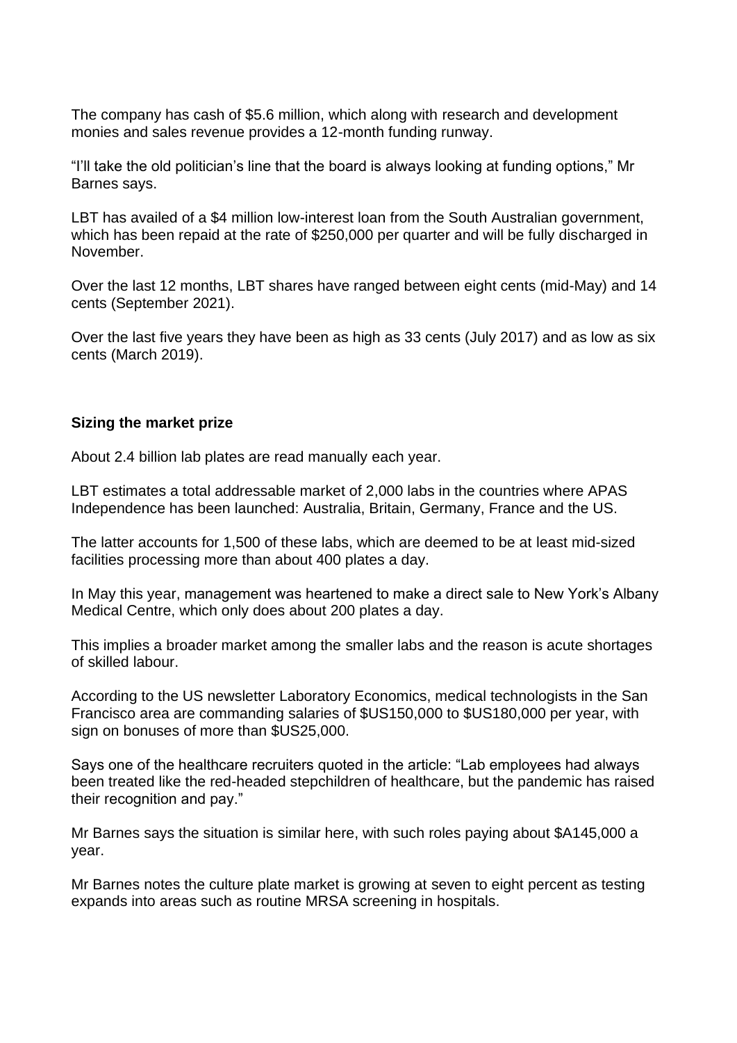The company has cash of $5.6 million, which along with research and development monies and sales revenue provides a 12-month funding runway.

"I'll take the old politician's line that the board is always looking at funding options," Mr Barnes says.

LBT has availed of a $4 million low-interest loan from the South Australian government, which has been repaid at the rate of $250,000 per quarter and will be fully discharged in November.

Over the last 12 months, LBT shares have ranged between eight cents (mid-May) and 14 cents (September 2021).

Over the last five years they have been as high as 33 cents (July 2017) and as low as six cents (March 2019).

**Sizing the market prize**

About 2.4 billion lab plates are read manually each year.

LBT estimates a total addressable market of 2,000 labs in the countries where APAS Independence has been launched: Australia, Britain, Germany, France and the US.

The latter accounts for 1,500 of these labs, which are deemed to be at least mid-sized facilities processing more than about 400 plates a day.

In May this year, management was heartened to make a direct sale to New York's Albany Medical Centre, which only does about 200 plates a day.

This implies a broader market among the smaller labs and the reason is acute shortages of skilled labour.

According to the US newsletter Laboratory Economics, medical technologists in the San Francisco area are commanding salaries of $US150,000 to $US180,000 per year, with sign on bonuses of more than $US25,000.

Says one of the healthcare recruiters quoted in the article: "Lab employees had always been treated like the red-headed stepchildren of healthcare, but the pandemic has raised their recognition and pay."

Mr Barnes says the situation is similar here, with such roles paying about $A145,000 a year.

Mr Barnes notes the culture plate market is growing at seven to eight percent as testing expands into areas such as routine MRSA screening in hospitals.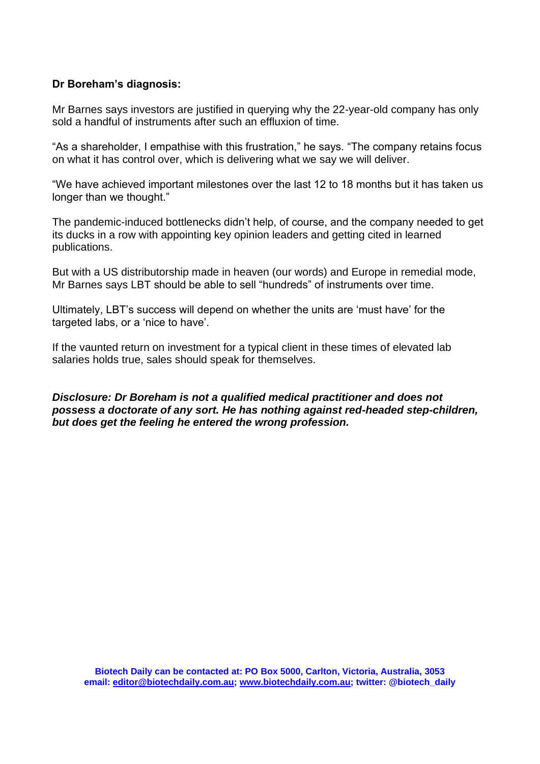**Dr Boreham's diagnosis:**

Mr Barnes says investors are justified in querying why the 22-year-old company has only sold a handful of instruments after such an effluxion of time.

"As a shareholder, I empathise with this frustration," he says. "The company retains focus on what it has control over, which is delivering what we say we will deliver.

"We have achieved important milestones over the last 12 to 18 months but it has taken us longer than we thought."

The pandemic-induced bottlenecks didn't help, of course, and the company needed to get its ducks in a row with appointing key opinion leaders and getting cited in learned publications.

But with a US distributorship made in heaven (our words) and Europe in remedial mode, Mr Barnes says LBT should be able to sell "hundreds" of instruments over time.

Ultimately, LBT's success will depend on whether the units are 'must have' for the targeted labs, or a 'nice to have'.

If the vaunted return on investment for a typical client in these times of elevated lab salaries holds true, sales should speak for themselves.

***Disclosure: Dr Boreham is not a qualified medical practitioner and does not possess a doctorate of any sort. He has nothing against red-headed step-children, but does get the feeling he entered the wrong profession.***

**Biotech Daily can be contacted at: PO Box 5000, Carlton, Victoria, Australia, 3053**
**email: editor@biotechdaily.com.au; www.biotechdaily.com.au; twitter: @biotech_daily**